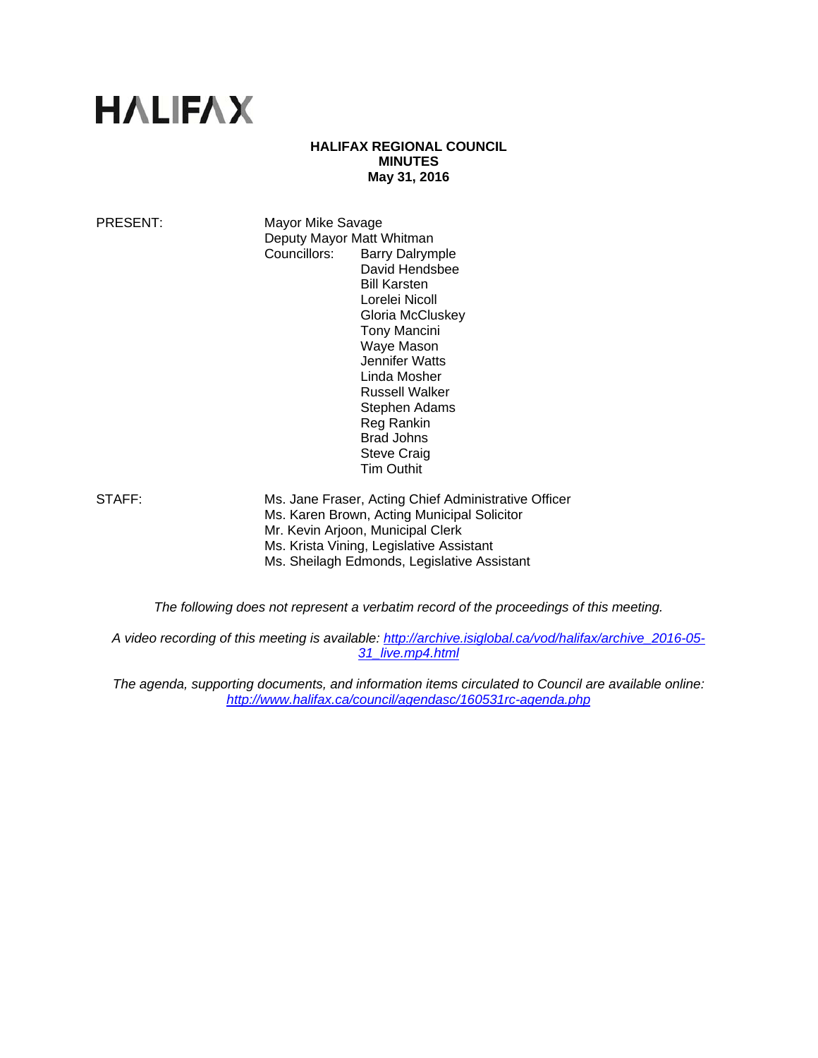# HALIFAX

**HALIFAX REGIONAL COUNCIL**
**MINUTES**
**May 31, 2016**

PRESENT: Mayor Mike Savage
Deputy Mayor Matt Whitman
Councillors: Barry Dalrymple
David Hendsbee
Bill Karsten
Lorelei Nicoll
Gloria McCluskey
Tony Mancini
Waye Mason
Jennifer Watts
Linda Mosher
Russell Walker
Stephen Adams
Reg Rankin
Brad Johns
Steve Craig
Tim Outhit

STAFF: Ms. Jane Fraser, Acting Chief Administrative Officer
Ms. Karen Brown, Acting Municipal Solicitor
Mr. Kevin Arjoon, Municipal Clerk
Ms. Krista Vining, Legislative Assistant
Ms. Sheilagh Edmonds, Legislative Assistant

*The following does not represent a verbatim record of the proceedings of this meeting.*

*A video recording of this meeting is available: [http://archive.isiglobal.ca/vod/halifax/archive_2016-05-31_live.mp4.html](http://archive.isiglobal.ca/vod/halifax/archive_2016-05-31_live.mp4.html)*

*The agenda, supporting documents, and information items circulated to Council are available online: [http://www.halifax.ca/council/agendasc/160531rc-agenda.php](http://www.halifax.ca/council/agendasc/160531rc-agenda.php)*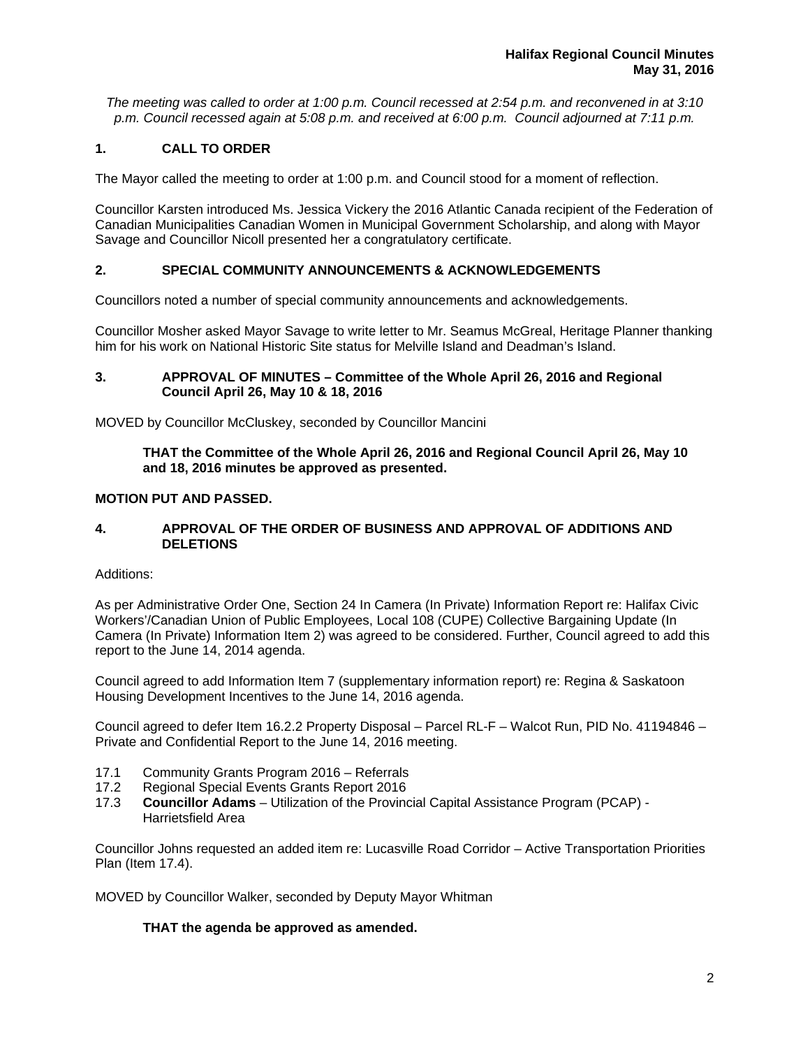*The meeting was called to order at 1:00 p.m. Council recessed at 2:54 p.m. and reconvened in at 3:10 p.m. Council recessed again at 5:08 p.m. and received at 6:00 p.m. Council adjourned at 7:11 p.m.*

## 1. CALL TO ORDER

The Mayor called the meeting to order at 1:00 p.m. and Council stood for a moment of reflection.

Councillor Karsten introduced Ms. Jessica Vickery the 2016 Atlantic Canada recipient of the Federation of Canadian Municipalities Canadian Women in Municipal Government Scholarship, and along with Mayor Savage and Councillor Nicoll presented her a congratulatory certificate.

## 2. SPECIAL COMMUNITY ANNOUNCEMENTS & ACKNOWLEDGEMENTS

Councillors noted a number of special community announcements and acknowledgements.

Councillor Mosher asked Mayor Savage to write letter to Mr. Seamus McGreal, Heritage Planner thanking him for his work on National Historic Site status for Melville Island and Deadman's Island.

## 3. APPROVAL OF MINUTES – Committee of the Whole April 26, 2016 and Regional Council April 26, May 10 & 18, 2016

MOVED by Councillor McCluskey, seconded by Councillor Mancini

**THAT the Committee of the Whole April 26, 2016 and Regional Council April 26, May 10 and 18, 2016 minutes be approved as presented.**

**MOTION PUT AND PASSED.**

## 4. APPROVAL OF THE ORDER OF BUSINESS AND APPROVAL OF ADDITIONS AND DELETIONS

Additions:

As per Administrative Order One, Section 24 In Camera (In Private) Information Report re: Halifax Civic Workers'/Canadian Union of Public Employees, Local 108 (CUPE) Collective Bargaining Update (In Camera (In Private) Information Item 2) was agreed to be considered. Further, Council agreed to add this report to the June 14, 2014 agenda.

Council agreed to add Information Item 7 (supplementary information report) re: Regina & Saskatoon Housing Development Incentives to the June 14, 2016 agenda.

Council agreed to defer Item 16.2.2 Property Disposal – Parcel RL-F – Walcot Run, PID No. 41194846 – Private and Confidential Report to the June 14, 2016 meeting.

17.1 Community Grants Program 2016 – Referrals
17.2 Regional Special Events Grants Report 2016
17.3 **Councillor Adams** – Utilization of the Provincial Capital Assistance Program (PCAP) - Harrietsfield Area

Councillor Johns requested an added item re: Lucasville Road Corridor – Active Transportation Priorities Plan (Item 17.4).

MOVED by Councillor Walker, seconded by Deputy Mayor Whitman

**THAT the agenda be approved as amended.**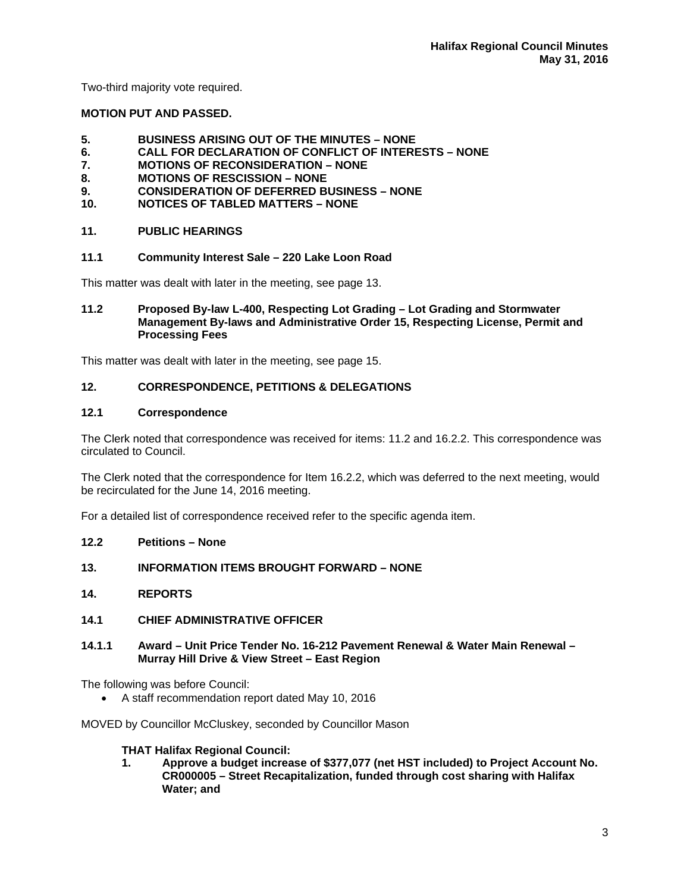Two-third majority vote required.

**MOTION PUT AND PASSED.**

**5. BUSINESS ARISING OUT OF THE MINUTES – NONE**
**6. CALL FOR DECLARATION OF CONFLICT OF INTERESTS – NONE**
**7. MOTIONS OF RECONSIDERATION – NONE**
**8. MOTIONS OF RESCISSION – NONE**
**9. CONSIDERATION OF DEFERRED BUSINESS – NONE**
**10. NOTICES OF TABLED MATTERS – NONE**

## 11. PUBLIC HEARINGS

### 11.1 Community Interest Sale – 220 Lake Loon Road

This matter was dealt with later in the meeting, see page 13.

### 11.2 Proposed By-law L-400, Respecting Lot Grading – Lot Grading and Stormwater Management By-laws and Administrative Order 15, Respecting License, Permit and Processing Fees

This matter was dealt with later in the meeting, see page 15.

## 12. CORRESPONDENCE, PETITIONS & DELEGATIONS

### 12.1 Correspondence

The Clerk noted that correspondence was received for items: 11.2 and 16.2.2. This correspondence was circulated to Council.

The Clerk noted that the correspondence for Item 16.2.2, which was deferred to the next meeting, would be recirculated for the June 14, 2016 meeting.

For a detailed list of correspondence received refer to the specific agenda item.

### 12.2 Petitions – None

## 13. INFORMATION ITEMS BROUGHT FORWARD – NONE

## 14. REPORTS

### 14.1 CHIEF ADMINISTRATIVE OFFICER

#### 14.1.1 Award – Unit Price Tender No. 16-212 Pavement Renewal & Water Main Renewal – Murray Hill Drive & View Street – East Region

The following was before Council:

- A staff recommendation report dated May 10, 2016

MOVED by Councillor McCluskey, seconded by Councillor Mason

**THAT Halifax Regional Council:**

1. **Approve a budget increase of $377,077 (net HST included) to Project Account No. CR000005 – Street Recapitalization, funded through cost sharing with Halifax Water; and**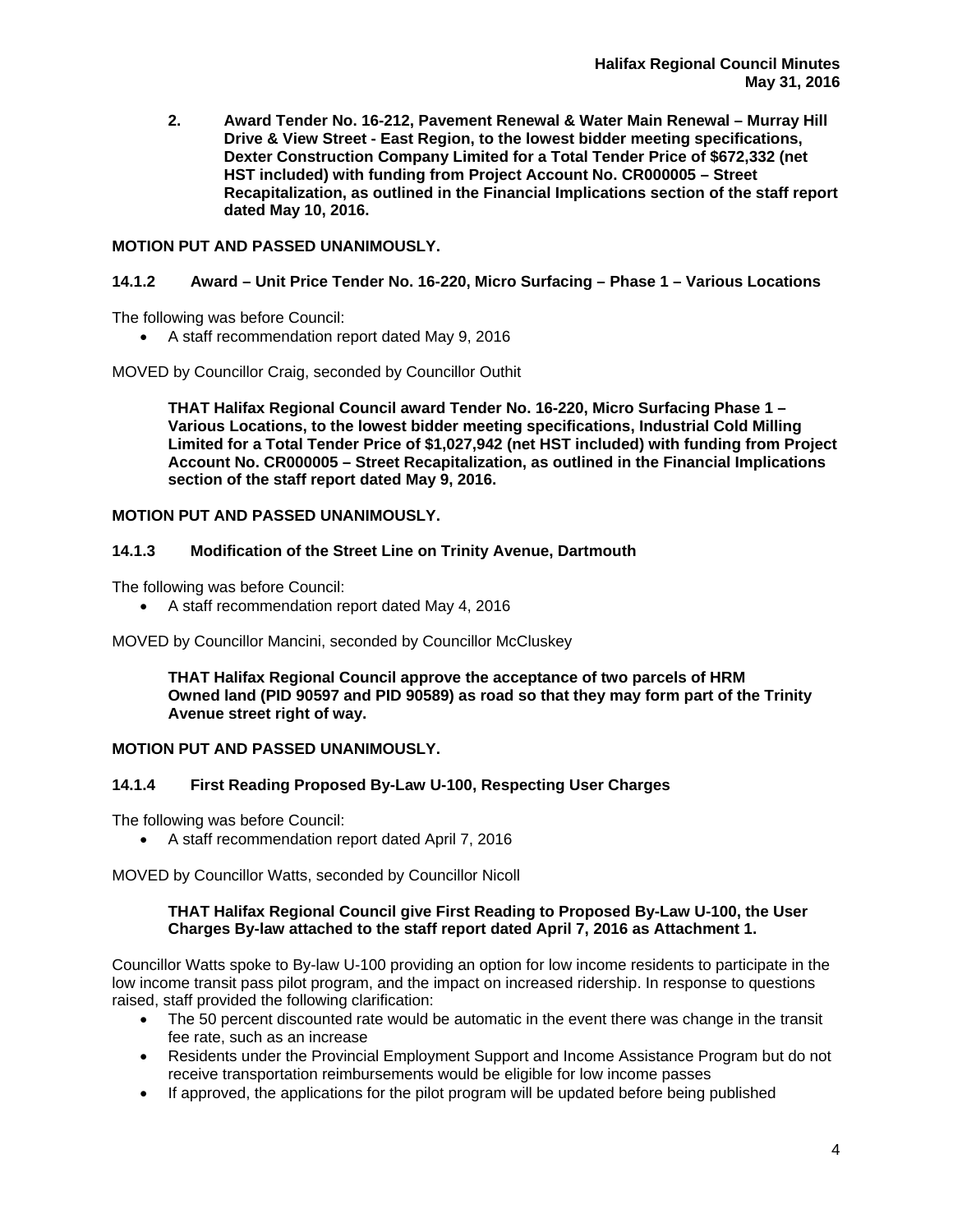2. **Award Tender No. 16-212, Pavement Renewal & Water Main Renewal – Murray Hill Drive & View Street - East Region, to the lowest bidder meeting specifications, Dexter Construction Company Limited for a Total Tender Price of $672,332 (net HST included) with funding from Project Account No. CR000005 – Street Recapitalization, as outlined in the Financial Implications section of the staff report dated May 10, 2016.**

**MOTION PUT AND PASSED UNANIMOUSLY.**

### 14.1.2 Award – Unit Price Tender No. 16-220, Micro Surfacing – Phase 1 – Various Locations

The following was before Council:

- A staff recommendation report dated May 9, 2016

MOVED by Councillor Craig, seconded by Councillor Outhit

> **THAT Halifax Regional Council award Tender No. 16-220, Micro Surfacing Phase 1 – Various Locations, to the lowest bidder meeting specifications, Industrial Cold Milling Limited for a Total Tender Price of $1,027,942 (net HST included) with funding from Project Account No. CR000005 – Street Recapitalization, as outlined in the Financial Implications section of the staff report dated May 9, 2016.**

**MOTION PUT AND PASSED UNANIMOUSLY.**

### 14.1.3 Modification of the Street Line on Trinity Avenue, Dartmouth

The following was before Council:

- A staff recommendation report dated May 4, 2016

MOVED by Councillor Mancini, seconded by Councillor McCluskey

> **THAT Halifax Regional Council approve the acceptance of two parcels of HRM Owned land (PID 90597 and PID 90589) as road so that they may form part of the Trinity Avenue street right of way.**

**MOTION PUT AND PASSED UNANIMOUSLY.**

### 14.1.4 First Reading Proposed By-Law U-100, Respecting User Charges

The following was before Council:

- A staff recommendation report dated April 7, 2016

MOVED by Councillor Watts, seconded by Councillor Nicoll

> **THAT Halifax Regional Council give First Reading to Proposed By-Law U-100, the User Charges By-law attached to the staff report dated April 7, 2016 as Attachment 1.**

Councillor Watts spoke to By-law U-100 providing an option for low income residents to participate in the low income transit pass pilot program, and the impact on increased ridership. In response to questions raised, staff provided the following clarification:

- The 50 percent discounted rate would be automatic in the event there was change in the transit fee rate, such as an increase
- Residents under the Provincial Employment Support and Income Assistance Program but do not receive transportation reimbursements would be eligible for low income passes
- If approved, the applications for the pilot program will be updated before being published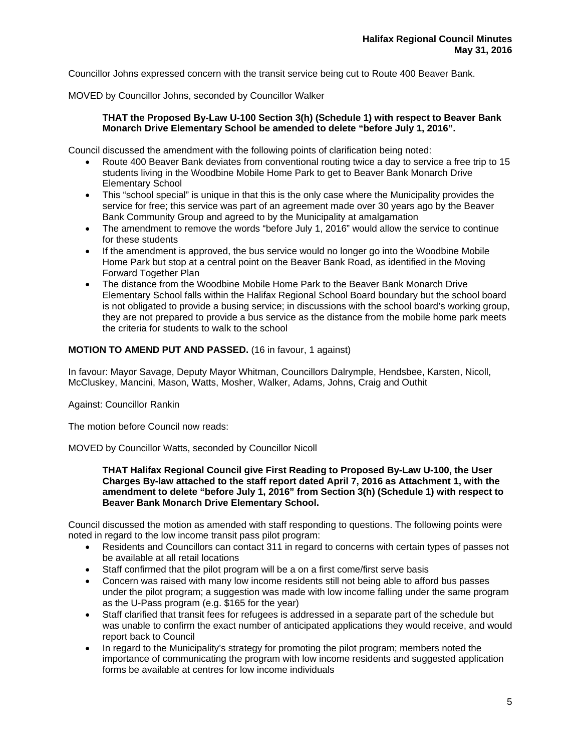Councillor Johns expressed concern with the transit service being cut to Route 400 Beaver Bank.

MOVED by Councillor Johns, seconded by Councillor Walker

> **THAT the Proposed By-Law U-100 Section 3(h) (Schedule 1) with respect to Beaver Bank Monarch Drive Elementary School be amended to delete "before July 1, 2016".**

Council discussed the amendment with the following points of clarification being noted:

- Route 400 Beaver Bank deviates from conventional routing twice a day to service a free trip to 15 students living in the Woodbine Mobile Home Park to get to Beaver Bank Monarch Drive Elementary School
- This "school special" is unique in that this is the only case where the Municipality provides the service for free; this service was part of an agreement made over 30 years ago by the Beaver Bank Community Group and agreed to by the Municipality at amalgamation
- The amendment to remove the words "before July 1, 2016" would allow the service to continue for these students
- If the amendment is approved, the bus service would no longer go into the Woodbine Mobile Home Park but stop at a central point on the Beaver Bank Road, as identified in the Moving Forward Together Plan
- The distance from the Woodbine Mobile Home Park to the Beaver Bank Monarch Drive Elementary School falls within the Halifax Regional School Board boundary but the school board is not obligated to provide a busing service; in discussions with the school board's working group, they are not prepared to provide a bus service as the distance from the mobile home park meets the criteria for students to walk to the school

**MOTION TO AMEND PUT AND PASSED.** (16 in favour, 1 against)

In favour: Mayor Savage, Deputy Mayor Whitman, Councillors Dalrymple, Hendsbee, Karsten, Nicoll, McCluskey, Mancini, Mason, Watts, Mosher, Walker, Adams, Johns, Craig and Outhit

Against: Councillor Rankin

The motion before Council now reads:

MOVED by Councillor Watts, seconded by Councillor Nicoll

> **THAT Halifax Regional Council give First Reading to Proposed By-Law U-100, the User Charges By-law attached to the staff report dated April 7, 2016 as Attachment 1, with the amendment to delete "before July 1, 2016" from Section 3(h) (Schedule 1) with respect to Beaver Bank Monarch Drive Elementary School.**

Council discussed the motion as amended with staff responding to questions. The following points were noted in regard to the low income transit pass pilot program:

- Residents and Councillors can contact 311 in regard to concerns with certain types of passes not be available at all retail locations
- Staff confirmed that the pilot program will be a on a first come/first serve basis
- Concern was raised with many low income residents still not being able to afford bus passes under the pilot program; a suggestion was made with low income falling under the same program as the U-Pass program (e.g. $165 for the year)
- Staff clarified that transit fees for refugees is addressed in a separate part of the schedule but was unable to confirm the exact number of anticipated applications they would receive, and would report back to Council
- In regard to the Municipality's strategy for promoting the pilot program; members noted the importance of communicating the program with low income residents and suggested application forms be available at centres for low income individuals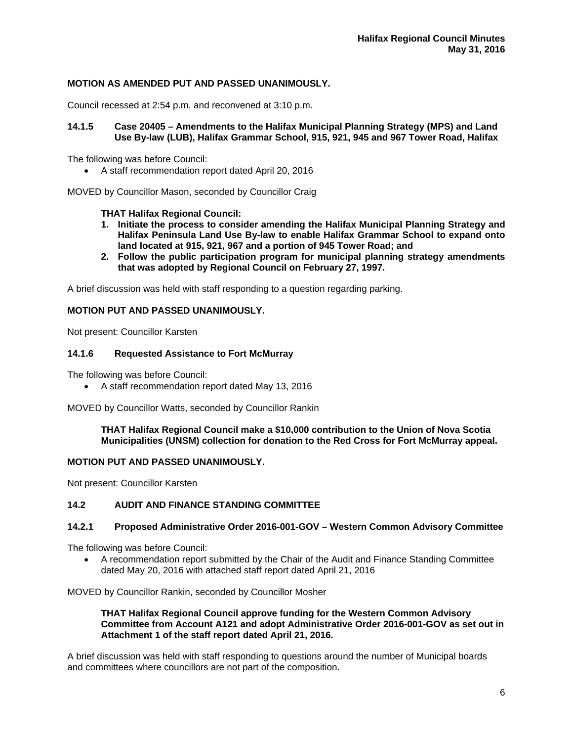**MOTION AS AMENDED PUT AND PASSED UNANIMOUSLY.**

Council recessed at 2:54 p.m. and reconvened at 3:10 p.m.

### 14.1.5 Case 20405 – Amendments to the Halifax Municipal Planning Strategy (MPS) and Land Use By-law (LUB), Halifax Grammar School, 915, 921, 945 and 967 Tower Road, Halifax

The following was before Council:

- A staff recommendation report dated April 20, 2016

MOVED by Councillor Mason, seconded by Councillor Craig

**THAT Halifax Regional Council:**

1. **Initiate the process to consider amending the Halifax Municipal Planning Strategy and Halifax Peninsula Land Use By-law to enable Halifax Grammar School to expand onto land located at 915, 921, 967 and a portion of 945 Tower Road; and**
2. **Follow the public participation program for municipal planning strategy amendments that was adopted by Regional Council on February 27, 1997.**

A brief discussion was held with staff responding to a question regarding parking.

**MOTION PUT AND PASSED UNANIMOUSLY.**

Not present: Councillor Karsten

### 14.1.6 Requested Assistance to Fort McMurray

The following was before Council:

- A staff recommendation report dated May 13, 2016

MOVED by Councillor Watts, seconded by Councillor Rankin

**THAT Halifax Regional Council make a $10,000 contribution to the Union of Nova Scotia Municipalities (UNSM) collection for donation to the Red Cross for Fort McMurray appeal.**

**MOTION PUT AND PASSED UNANIMOUSLY.**

Not present: Councillor Karsten

## 14.2 AUDIT AND FINANCE STANDING COMMITTEE

### 14.2.1 Proposed Administrative Order 2016-001-GOV – Western Common Advisory Committee

The following was before Council:

- A recommendation report submitted by the Chair of the Audit and Finance Standing Committee dated May 20, 2016 with attached staff report dated April 21, 2016

MOVED by Councillor Rankin, seconded by Councillor Mosher

**THAT Halifax Regional Council approve funding for the Western Common Advisory Committee from Account A121 and adopt Administrative Order 2016-001-GOV as set out in Attachment 1 of the staff report dated April 21, 2016.**

A brief discussion was held with staff responding to questions around the number of Municipal boards and committees where councillors are not part of the composition.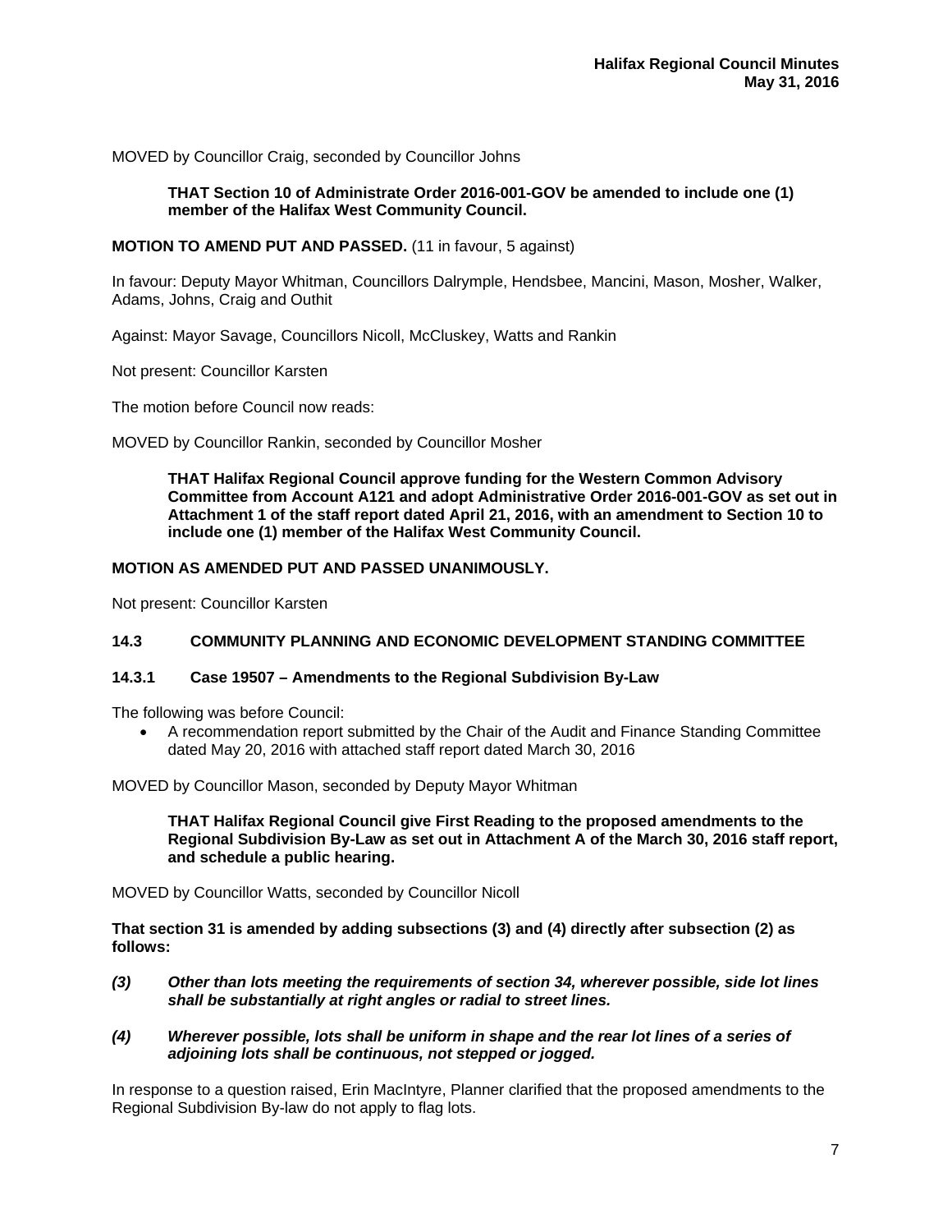MOVED by Councillor Craig, seconded by Councillor Johns

> **THAT Section 10 of Administrate Order 2016-001-GOV be amended to include one (1) member of the Halifax West Community Council.**

**MOTION TO AMEND PUT AND PASSED.** (11 in favour, 5 against)

In favour: Deputy Mayor Whitman, Councillors Dalrymple, Hendsbee, Mancini, Mason, Mosher, Walker, Adams, Johns, Craig and Outhit

Against: Mayor Savage, Councillors Nicoll, McCluskey, Watts and Rankin

Not present: Councillor Karsten

The motion before Council now reads:

MOVED by Councillor Rankin, seconded by Councillor Mosher

> **THAT Halifax Regional Council approve funding for the Western Common Advisory Committee from Account A121 and adopt Administrative Order 2016-001-GOV as set out in Attachment 1 of the staff report dated April 21, 2016, with an amendment to Section 10 to include one (1) member of the Halifax West Community Council.**

**MOTION AS AMENDED PUT AND PASSED UNANIMOUSLY.**

Not present: Councillor Karsten

## 14.3 COMMUNITY PLANNING AND ECONOMIC DEVELOPMENT STANDING COMMITTEE

### 14.3.1 Case 19507 – Amendments to the Regional Subdivision By-Law

The following was before Council:

- A recommendation report submitted by the Chair of the Audit and Finance Standing Committee dated May 20, 2016 with attached staff report dated March 30, 2016

MOVED by Councillor Mason, seconded by Deputy Mayor Whitman

> **THAT Halifax Regional Council give First Reading to the proposed amendments to the Regional Subdivision By-Law as set out in Attachment A of the March 30, 2016 staff report, and schedule a public hearing.**

MOVED by Councillor Watts, seconded by Councillor Nicoll

**That section 31 is amended by adding subsections (3) and (4) directly after subsection (2) as follows:**

***(3) Other than lots meeting the requirements of section 34, wherever possible, side lot lines shall be substantially at right angles or radial to street lines.***

***(4) Wherever possible, lots shall be uniform in shape and the rear lot lines of a series of adjoining lots shall be continuous, not stepped or jogged.***

In response to a question raised, Erin MacIntyre, Planner clarified that the proposed amendments to the Regional Subdivision By-law do not apply to flag lots.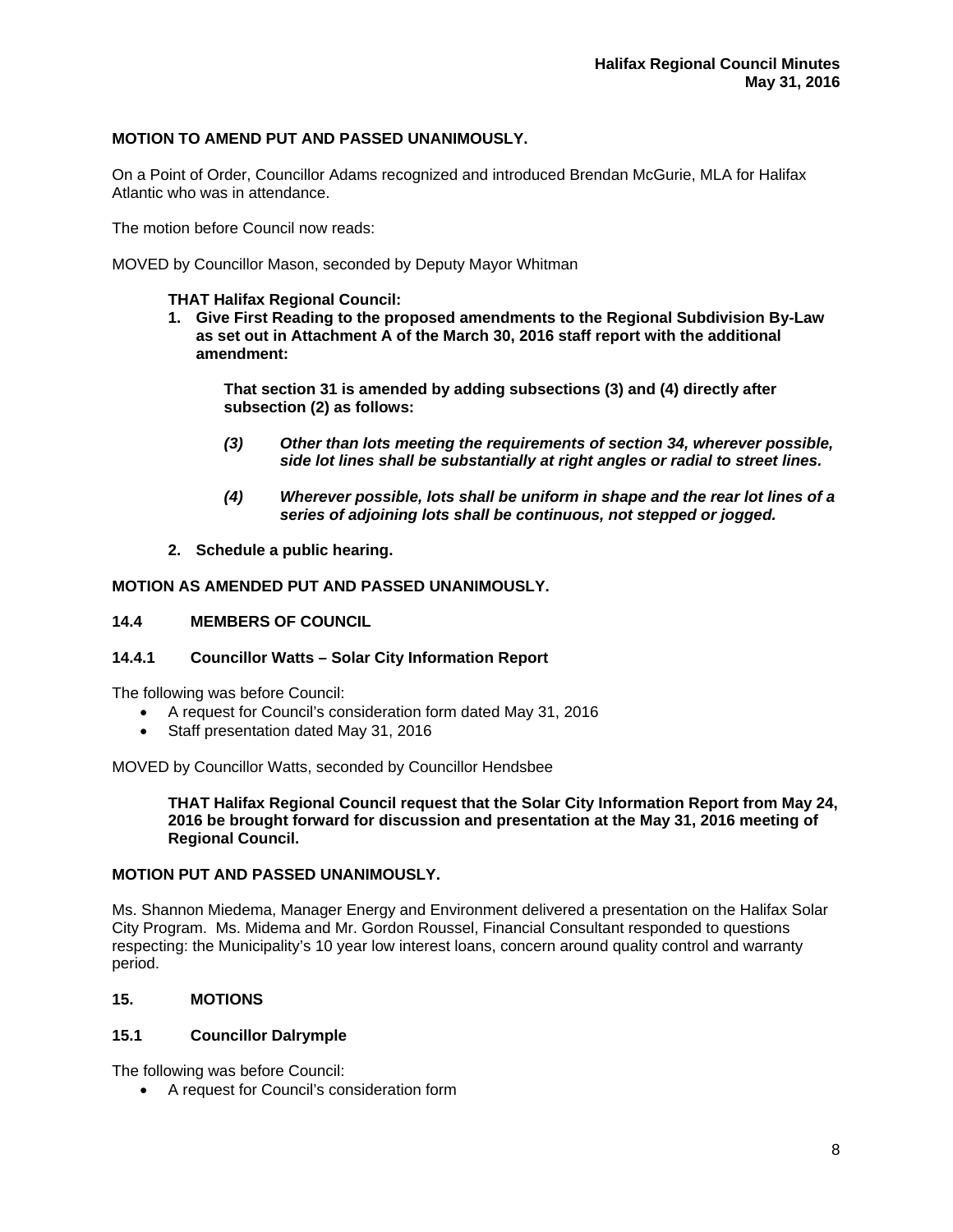**MOTION TO AMEND PUT AND PASSED UNANIMOUSLY.**

On a Point of Order, Councillor Adams recognized and introduced Brendan McGurie, MLA for Halifax Atlantic who was in attendance.

The motion before Council now reads:

MOVED by Councillor Mason, seconded by Deputy Mayor Whitman

> **THAT Halifax Regional Council:**
>
> 1. **Give First Reading to the proposed amendments to the Regional Subdivision By-Law as set out in Attachment A of the March 30, 2016 staff report with the additional amendment:**
>
>    **That section 31 is amended by adding subsections (3) and (4) directly after subsection (2) as follows:**
>
>    ***(3) Other than lots meeting the requirements of section 34, wherever possible, side lot lines shall be substantially at right angles or radial to street lines.***
>
>    ***(4) Wherever possible, lots shall be uniform in shape and the rear lot lines of a series of adjoining lots shall be continuous, not stepped or jogged.***
>
> 2. **Schedule a public hearing.**

**MOTION AS AMENDED PUT AND PASSED UNANIMOUSLY.**

## 14.4 MEMBERS OF COUNCIL

### 14.4.1 Councillor Watts – Solar City Information Report

The following was before Council:

- A request for Council's consideration form dated May 31, 2016
- Staff presentation dated May 31, 2016

MOVED by Councillor Watts, seconded by Councillor Hendsbee

> **THAT Halifax Regional Council request that the Solar City Information Report from May 24, 2016 be brought forward for discussion and presentation at the May 31, 2016 meeting of Regional Council.**

**MOTION PUT AND PASSED UNANIMOUSLY.**

Ms. Shannon Miedema, Manager Energy and Environment delivered a presentation on the Halifax Solar City Program. Ms. Midema and Mr. Gordon Roussel, Financial Consultant responded to questions respecting: the Municipality's 10 year low interest loans, concern around quality control and warranty period.

## 15. MOTIONS

### 15.1 Councillor Dalrymple

The following was before Council:

- A request for Council's consideration form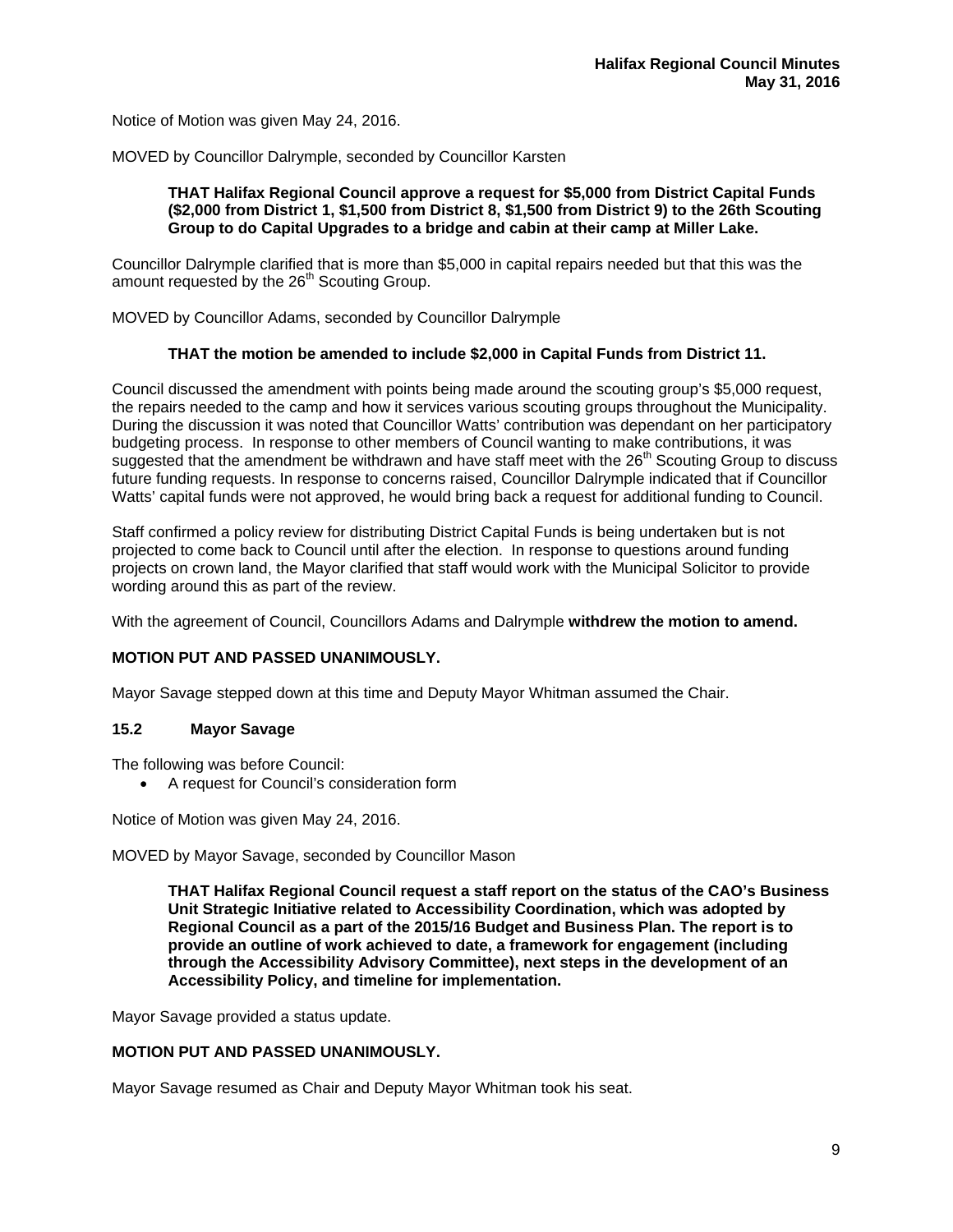Notice of Motion was given May 24, 2016.

MOVED by Councillor Dalrymple, seconded by Councillor Karsten

> **THAT Halifax Regional Council approve a request for $5,000 from District Capital Funds ($2,000 from District 1, $1,500 from District 8, $1,500 from District 9) to the 26th Scouting Group to do Capital Upgrades to a bridge and cabin at their camp at Miller Lake.**

Councillor Dalrymple clarified that is more than $5,000 in capital repairs needed but that this was the amount requested by the 26th Scouting Group.

MOVED by Councillor Adams, seconded by Councillor Dalrymple

> **THAT the motion be amended to include $2,000 in Capital Funds from District 11.**

Council discussed the amendment with points being made around the scouting group's $5,000 request, the repairs needed to the camp and how it services various scouting groups throughout the Municipality. During the discussion it was noted that Councillor Watts' contribution was dependant on her participatory budgeting process. In response to other members of Council wanting to make contributions, it was suggested that the amendment be withdrawn and have staff meet with the 26th Scouting Group to discuss future funding requests. In response to concerns raised, Councillor Dalrymple indicated that if Councillor Watts' capital funds were not approved, he would bring back a request for additional funding to Council.

Staff confirmed a policy review for distributing District Capital Funds is being undertaken but is not projected to come back to Council until after the election. In response to questions around funding projects on crown land, the Mayor clarified that staff would work with the Municipal Solicitor to provide wording around this as part of the review.

With the agreement of Council, Councillors Adams and Dalrymple **withdrew the motion to amend.**

**MOTION PUT AND PASSED UNANIMOUSLY.**

Mayor Savage stepped down at this time and Deputy Mayor Whitman assumed the Chair.

### 15.2 Mayor Savage

The following was before Council:

- A request for Council's consideration form

Notice of Motion was given May 24, 2016.

MOVED by Mayor Savage, seconded by Councillor Mason

> **THAT Halifax Regional Council request a staff report on the status of the CAO's Business Unit Strategic Initiative related to Accessibility Coordination, which was adopted by Regional Council as a part of the 2015/16 Budget and Business Plan. The report is to provide an outline of work achieved to date, a framework for engagement (including through the Accessibility Advisory Committee), next steps in the development of an Accessibility Policy, and timeline for implementation.**

Mayor Savage provided a status update.

**MOTION PUT AND PASSED UNANIMOUSLY.**

Mayor Savage resumed as Chair and Deputy Mayor Whitman took his seat.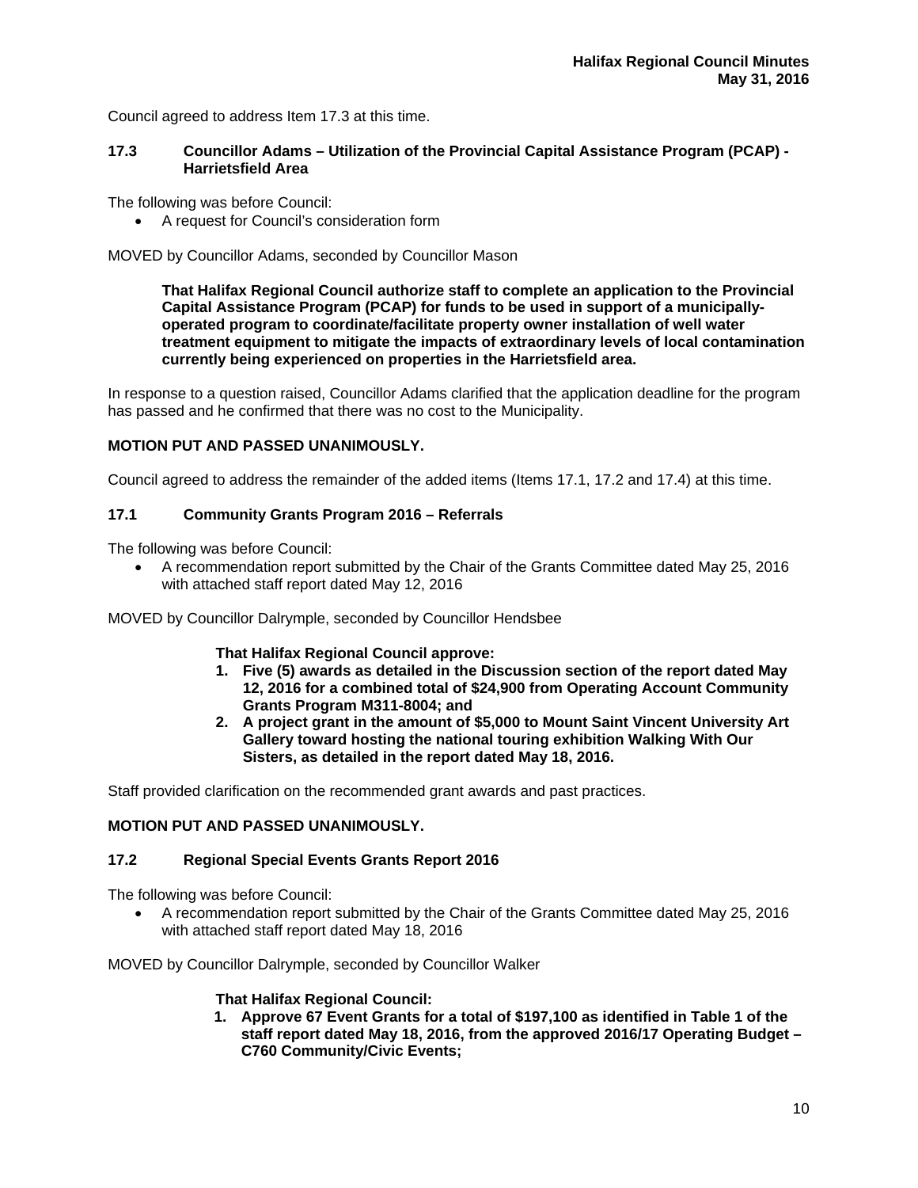Council agreed to address Item 17.3 at this time.

### 17.3 Councillor Adams – Utilization of the Provincial Capital Assistance Program (PCAP) - Harrietsfield Area

The following was before Council:

- A request for Council's consideration form

MOVED by Councillor Adams, seconded by Councillor Mason

> **That Halifax Regional Council authorize staff to complete an application to the Provincial Capital Assistance Program (PCAP) for funds to be used in support of a municipally-operated program to coordinate/facilitate property owner installation of well water treatment equipment to mitigate the impacts of extraordinary levels of local contamination currently being experienced on properties in the Harrietsfield area.**

In response to a question raised, Councillor Adams clarified that the application deadline for the program has passed and he confirmed that there was no cost to the Municipality.

**MOTION PUT AND PASSED UNANIMOUSLY.**

Council agreed to address the remainder of the added items (Items 17.1, 17.2 and 17.4) at this time.

### 17.1 Community Grants Program 2016 – Referrals

The following was before Council:

- A recommendation report submitted by the Chair of the Grants Committee dated May 25, 2016 with attached staff report dated May 12, 2016

MOVED by Councillor Dalrymple, seconded by Councillor Hendsbee

> **That Halifax Regional Council approve:**
> 1. **Five (5) awards as detailed in the Discussion section of the report dated May 12, 2016 for a combined total of $24,900 from Operating Account Community Grants Program M311-8004; and**
> 2. **A project grant in the amount of $5,000 to Mount Saint Vincent University Art Gallery toward hosting the national touring exhibition Walking With Our Sisters, as detailed in the report dated May 18, 2016.**

Staff provided clarification on the recommended grant awards and past practices.

**MOTION PUT AND PASSED UNANIMOUSLY.**

### 17.2 Regional Special Events Grants Report 2016

The following was before Council:

- A recommendation report submitted by the Chair of the Grants Committee dated May 25, 2016 with attached staff report dated May 18, 2016

MOVED by Councillor Dalrymple, seconded by Councillor Walker

> **That Halifax Regional Council:**
> 1. **Approve 67 Event Grants for a total of $197,100 as identified in Table 1 of the staff report dated May 18, 2016, from the approved 2016/17 Operating Budget – C760 Community/Civic Events;**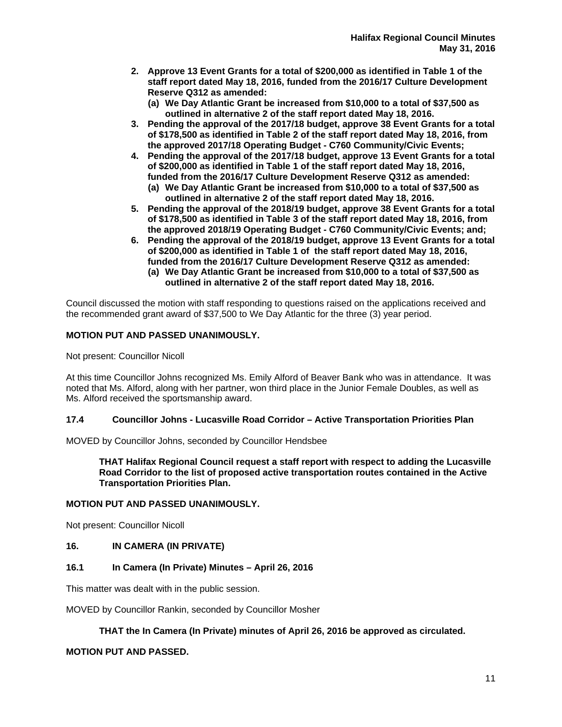2. **Approve 13 Event Grants for a total of $200,000 as identified in Table 1 of the staff report dated May 18, 2016, funded from the 2016/17 Culture Development Reserve Q312 as amended:**
   **(a) We Day Atlantic Grant be increased from $10,000 to a total of $37,500 as outlined in alternative 2 of the staff report dated May 18, 2016.**
3. **Pending the approval of the 2017/18 budget, approve 38 Event Grants for a total of $178,500 as identified in Table 2 of the staff report dated May 18, 2016, from the approved 2017/18 Operating Budget - C760 Community/Civic Events;**
4. **Pending the approval of the 2017/18 budget, approve 13 Event Grants for a total of $200,000 as identified in Table 1 of the staff report dated May 18, 2016, funded from the 2016/17 Culture Development Reserve Q312 as amended:**
   **(a) We Day Atlantic Grant be increased from $10,000 to a total of $37,500 as outlined in alternative 2 of the staff report dated May 18, 2016.**
5. **Pending the approval of the 2018/19 budget, approve 38 Event Grants for a total of $178,500 as identified in Table 3 of the staff report dated May 18, 2016, from the approved 2018/19 Operating Budget - C760 Community/Civic Events; and;**
6. **Pending the approval of the 2018/19 budget, approve 13 Event Grants for a total of $200,000 as identified in Table 1 of the staff report dated May 18, 2016, funded from the 2016/17 Culture Development Reserve Q312 as amended:**
   **(a) We Day Atlantic Grant be increased from $10,000 to a total of $37,500 as outlined in alternative 2 of the staff report dated May 18, 2016.**

Council discussed the motion with staff responding to questions raised on the applications received and the recommended grant award of $37,500 to We Day Atlantic for the three (3) year period.

**MOTION PUT AND PASSED UNANIMOUSLY.**

Not present: Councillor Nicoll

At this time Councillor Johns recognized Ms. Emily Alford of Beaver Bank who was in attendance. It was noted that Ms. Alford, along with her partner, won third place in the Junior Female Doubles, as well as Ms. Alford received the sportsmanship award.

### 17.4 Councillor Johns - Lucasville Road Corridor – Active Transportation Priorities Plan

MOVED by Councillor Johns, seconded by Councillor Hendsbee

**THAT Halifax Regional Council request a staff report with respect to adding the Lucasville Road Corridor to the list of proposed active transportation routes contained in the Active Transportation Priorities Plan.**

**MOTION PUT AND PASSED UNANIMOUSLY.**

Not present: Councillor Nicoll

## 16. IN CAMERA (IN PRIVATE)

### 16.1 In Camera (In Private) Minutes – April 26, 2016

This matter was dealt with in the public session.

MOVED by Councillor Rankin, seconded by Councillor Mosher

**THAT the In Camera (In Private) minutes of April 26, 2016 be approved as circulated.**

**MOTION PUT AND PASSED.**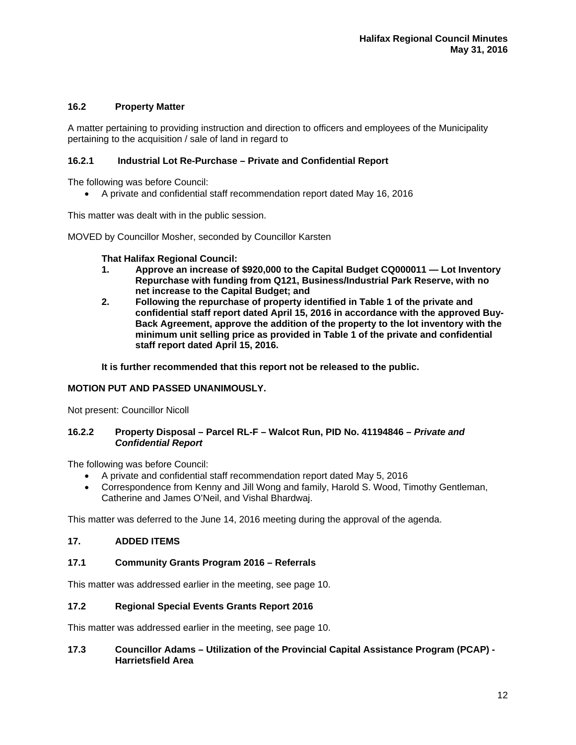### 16.2 Property Matter

A matter pertaining to providing instruction and direction to officers and employees of the Municipality pertaining to the acquisition / sale of land in regard to

#### 16.2.1 Industrial Lot Re-Purchase – Private and Confidential Report

The following was before Council:

- A private and confidential staff recommendation report dated May 16, 2016

This matter was dealt with in the public session.

MOVED by Councillor Mosher, seconded by Councillor Karsten

> **That Halifax Regional Council:**
>
> 1. **Approve an increase of $920,000 to the Capital Budget CQ000011 — Lot Inventory Repurchase with funding from Q121, Business/Industrial Park Reserve, with no net increase to the Capital Budget; and**
> 2. **Following the repurchase of property identified in Table 1 of the private and confidential staff report dated April 15, 2016 in accordance with the approved Buy-Back Agreement, approve the addition of the property to the lot inventory with the minimum unit selling price as provided in Table 1 of the private and confidential staff report dated April 15, 2016.**
>
> **It is further recommended that this report not be released to the public.**

**MOTION PUT AND PASSED UNANIMOUSLY.**

Not present: Councillor Nicoll

#### 16.2.2 Property Disposal – Parcel RL-F – Walcot Run, PID No. 41194846 – *Private and Confidential Report*

The following was before Council:

- A private and confidential staff recommendation report dated May 5, 2016
- Correspondence from Kenny and Jill Wong and family, Harold S. Wood, Timothy Gentleman, Catherine and James O'Neil, and Vishal Bhardwaj.

This matter was deferred to the June 14, 2016 meeting during the approval of the agenda.

## 17. ADDED ITEMS

### 17.1 Community Grants Program 2016 – Referrals

This matter was addressed earlier in the meeting, see page 10.

### 17.2 Regional Special Events Grants Report 2016

This matter was addressed earlier in the meeting, see page 10.

### 17.3 Councillor Adams – Utilization of the Provincial Capital Assistance Program (PCAP) - Harrietsfield Area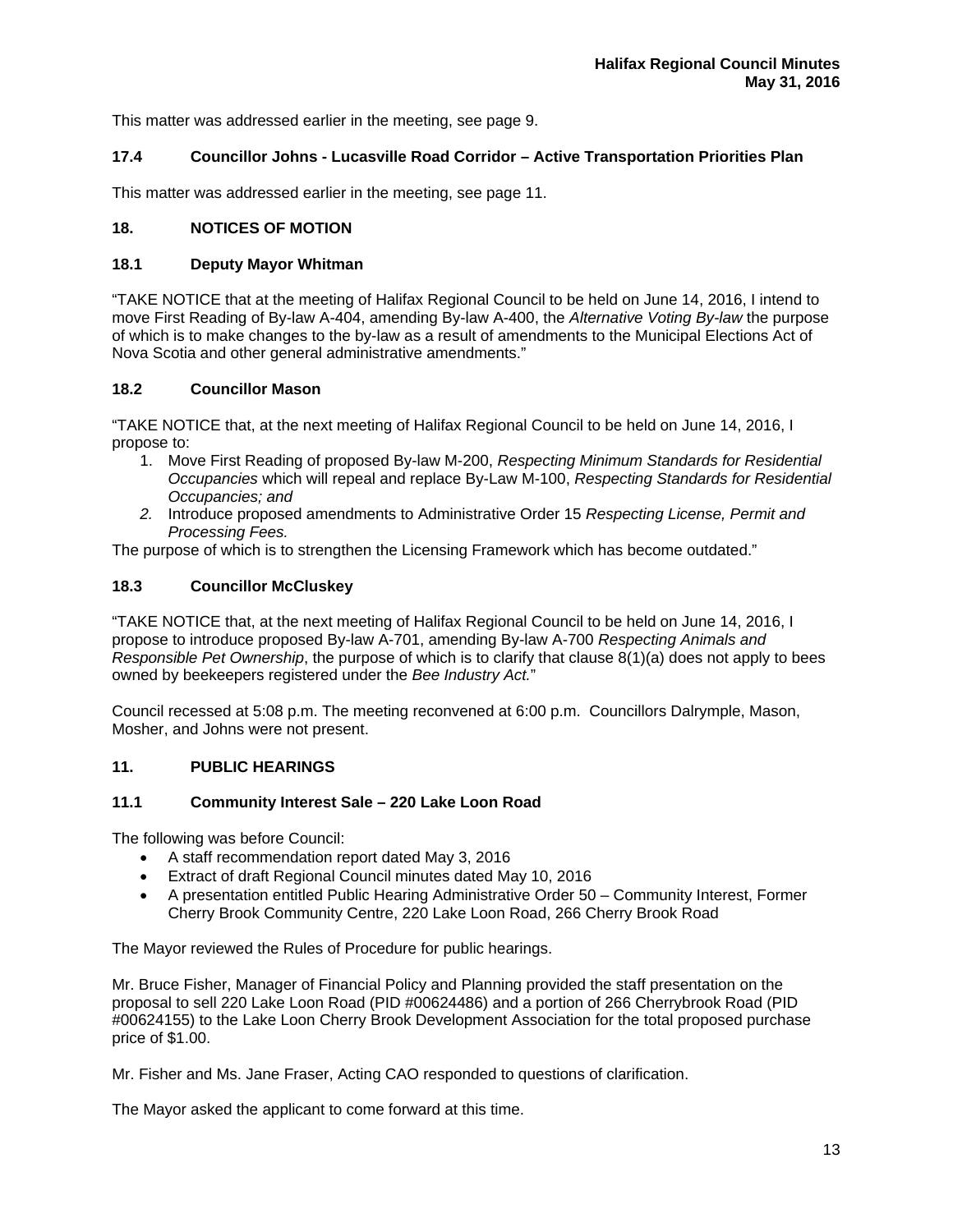This matter was addressed earlier in the meeting, see page 9.

### 17.4 Councillor Johns - Lucasville Road Corridor – Active Transportation Priorities Plan

This matter was addressed earlier in the meeting, see page 11.

## 18. NOTICES OF MOTION

### 18.1 Deputy Mayor Whitman

"TAKE NOTICE that at the meeting of Halifax Regional Council to be held on June 14, 2016, I intend to move First Reading of By-law A-404, amending By-law A-400, the *Alternative Voting By-law* the purpose of which is to make changes to the by-law as a result of amendments to the Municipal Elections Act of Nova Scotia and other general administrative amendments."

### 18.2 Councillor Mason

"TAKE NOTICE that, at the next meeting of Halifax Regional Council to be held on June 14, 2016, I propose to:

1. Move First Reading of proposed By-law M-200, *Respecting Minimum Standards for Residential Occupancies* which will repeal and replace By-Law M-100, *Respecting Standards for Residential Occupancies; and*
2. Introduce proposed amendments to Administrative Order 15 *Respecting License, Permit and Processing Fees.*

The purpose of which is to strengthen the Licensing Framework which has become outdated."

### 18.3 Councillor McCluskey

"TAKE NOTICE that, at the next meeting of Halifax Regional Council to be held on June 14, 2016, I propose to introduce proposed By-law A-701, amending By-law A-700 *Respecting Animals and Responsible Pet Ownership*, the purpose of which is to clarify that clause 8(1)(a) does not apply to bees owned by beekeepers registered under the *Bee Industry Act.*"

Council recessed at 5:08 p.m. The meeting reconvened at 6:00 p.m. Councillors Dalrymple, Mason, Mosher, and Johns were not present.

## 11. PUBLIC HEARINGS

### 11.1 Community Interest Sale – 220 Lake Loon Road

The following was before Council:

- A staff recommendation report dated May 3, 2016
- Extract of draft Regional Council minutes dated May 10, 2016
- A presentation entitled Public Hearing Administrative Order 50 – Community Interest, Former Cherry Brook Community Centre, 220 Lake Loon Road, 266 Cherry Brook Road

The Mayor reviewed the Rules of Procedure for public hearings.

Mr. Bruce Fisher, Manager of Financial Policy and Planning provided the staff presentation on the proposal to sell 220 Lake Loon Road (PID #00624486) and a portion of 266 Cherrybrook Road (PID #00624155) to the Lake Loon Cherry Brook Development Association for the total proposed purchase price of $1.00.

Mr. Fisher and Ms. Jane Fraser, Acting CAO responded to questions of clarification.

The Mayor asked the applicant to come forward at this time.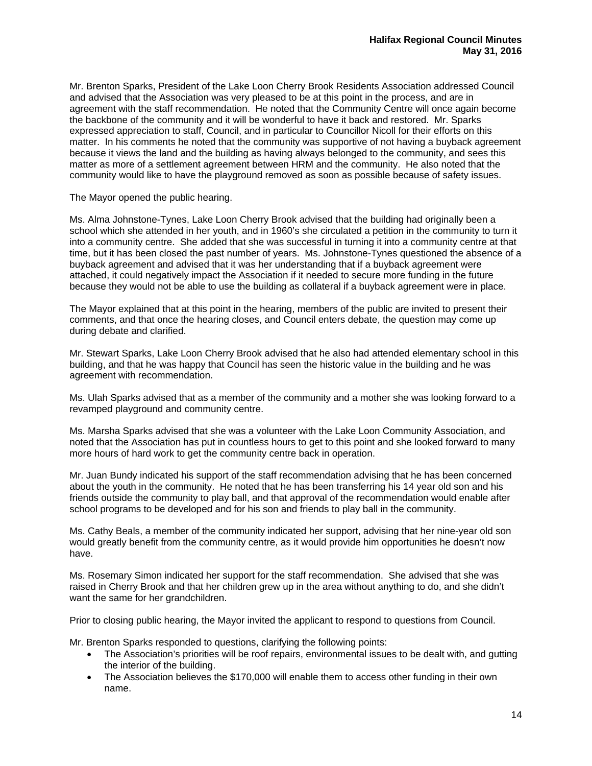Mr. Brenton Sparks, President of the Lake Loon Cherry Brook Residents Association addressed Council and advised that the Association was very pleased to be at this point in the process, and are in agreement with the staff recommendation. He noted that the Community Centre will once again become the backbone of the community and it will be wonderful to have it back and restored. Mr. Sparks expressed appreciation to staff, Council, and in particular to Councillor Nicoll for their efforts on this matter. In his comments he noted that the community was supportive of not having a buyback agreement because it views the land and the building as having always belonged to the community, and sees this matter as more of a settlement agreement between HRM and the community. He also noted that the community would like to have the playground removed as soon as possible because of safety issues.

The Mayor opened the public hearing.

Ms. Alma Johnstone-Tynes, Lake Loon Cherry Brook advised that the building had originally been a school which she attended in her youth, and in 1960's she circulated a petition in the community to turn it into a community centre. She added that she was successful in turning it into a community centre at that time, but it has been closed the past number of years. Ms. Johnstone-Tynes questioned the absence of a buyback agreement and advised that it was her understanding that if a buyback agreement were attached, it could negatively impact the Association if it needed to secure more funding in the future because they would not be able to use the building as collateral if a buyback agreement were in place.

The Mayor explained that at this point in the hearing, members of the public are invited to present their comments, and that once the hearing closes, and Council enters debate, the question may come up during debate and clarified.

Mr. Stewart Sparks, Lake Loon Cherry Brook advised that he also had attended elementary school in this building, and that he was happy that Council has seen the historic value in the building and he was agreement with recommendation.

Ms. Ulah Sparks advised that as a member of the community and a mother she was looking forward to a revamped playground and community centre.

Ms. Marsha Sparks advised that she was a volunteer with the Lake Loon Community Association, and noted that the Association has put in countless hours to get to this point and she looked forward to many more hours of hard work to get the community centre back in operation.

Mr. Juan Bundy indicated his support of the staff recommendation advising that he has been concerned about the youth in the community. He noted that he has been transferring his 14 year old son and his friends outside the community to play ball, and that approval of the recommendation would enable after school programs to be developed and for his son and friends to play ball in the community.

Ms. Cathy Beals, a member of the community indicated her support, advising that her nine-year old son would greatly benefit from the community centre, as it would provide him opportunities he doesn't now have.

Ms. Rosemary Simon indicated her support for the staff recommendation. She advised that she was raised in Cherry Brook and that her children grew up in the area without anything to do, and she didn't want the same for her grandchildren.

Prior to closing public hearing, the Mayor invited the applicant to respond to questions from Council.

Mr. Brenton Sparks responded to questions, clarifying the following points:

- The Association's priorities will be roof repairs, environmental issues to be dealt with, and gutting the interior of the building.
- The Association believes the $170,000 will enable them to access other funding in their own name.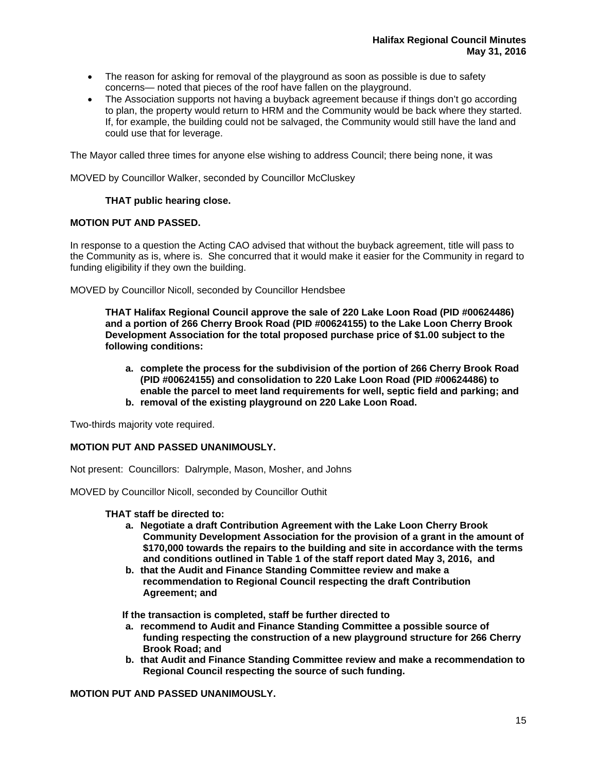- The reason for asking for removal of the playground as soon as possible is due to safety concerns— noted that pieces of the roof have fallen on the playground.
- The Association supports not having a buyback agreement because if things don't go according to plan, the property would return to HRM and the Community would be back where they started. If, for example, the building could not be salvaged, the Community would still have the land and could use that for leverage.

The Mayor called three times for anyone else wishing to address Council; there being none, it was

MOVED by Councillor Walker, seconded by Councillor McCluskey

**THAT public hearing close.**

**MOTION PUT AND PASSED.**

In response to a question the Acting CAO advised that without the buyback agreement, title will pass to the Community as is, where is. She concurred that it would make it easier for the Community in regard to funding eligibility if they own the building.

MOVED by Councillor Nicoll, seconded by Councillor Hendsbee

**THAT Halifax Regional Council approve the sale of 220 Lake Loon Road (PID #00624486) and a portion of 266 Cherry Brook Road (PID #00624155) to the Lake Loon Cherry Brook Development Association for the total proposed purchase price of $1.00 subject to the following conditions:**

**a. complete the process for the subdivision of the portion of 266 Cherry Brook Road (PID #00624155) and consolidation to 220 Lake Loon Road (PID #00624486) to enable the parcel to meet land requirements for well, septic field and parking; and**
**b. removal of the existing playground on 220 Lake Loon Road.**

Two-thirds majority vote required.

**MOTION PUT AND PASSED UNANIMOUSLY.**

Not present: Councillors: Dalrymple, Mason, Mosher, and Johns

MOVED by Councillor Nicoll, seconded by Councillor Outhit

**THAT staff be directed to:**

**a. Negotiate a draft Contribution Agreement with the Lake Loon Cherry Brook Community Development Association for the provision of a grant in the amount of $170,000 towards the repairs to the building and site in accordance with the terms and conditions outlined in Table 1 of the staff report dated May 3, 2016, and**
**b. that the Audit and Finance Standing Committee review and make a recommendation to Regional Council respecting the draft Contribution Agreement; and**

**If the transaction is completed, staff be further directed to**

**a. recommend to Audit and Finance Standing Committee a possible source of funding respecting the construction of a new playground structure for 266 Cherry Brook Road; and**
**b. that Audit and Finance Standing Committee review and make a recommendation to Regional Council respecting the source of such funding.**

**MOTION PUT AND PASSED UNANIMOUSLY.**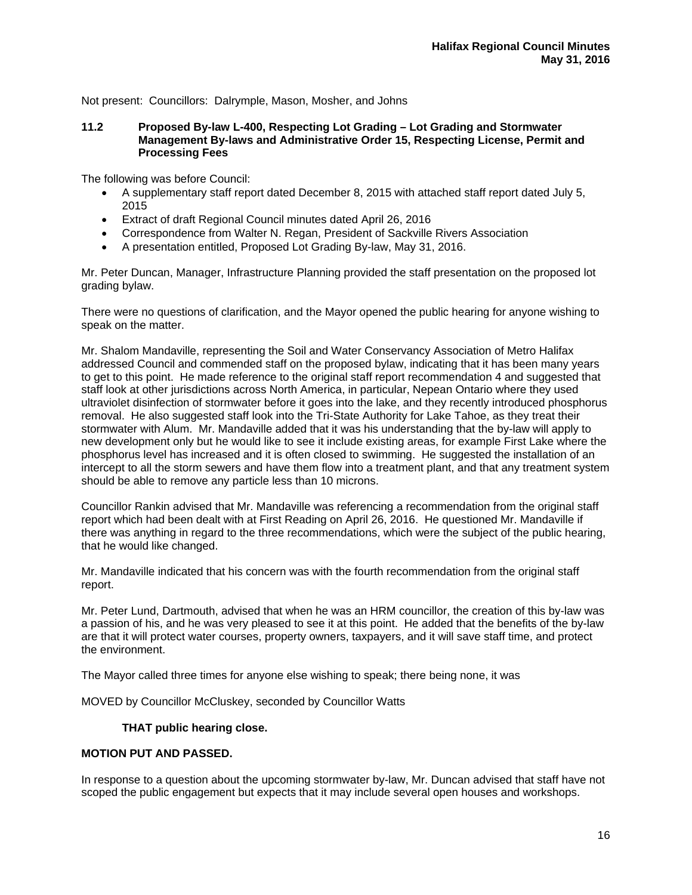Not present: Councillors: Dalrymple, Mason, Mosher, and Johns

### 11.2 Proposed By-law L-400, Respecting Lot Grading – Lot Grading and Stormwater Management By-laws and Administrative Order 15, Respecting License, Permit and Processing Fees

The following was before Council:

- A supplementary staff report dated December 8, 2015 with attached staff report dated July 5, 2015
- Extract of draft Regional Council minutes dated April 26, 2016
- Correspondence from Walter N. Regan, President of Sackville Rivers Association
- A presentation entitled, Proposed Lot Grading By-law, May 31, 2016.

Mr. Peter Duncan, Manager, Infrastructure Planning provided the staff presentation on the proposed lot grading bylaw.

There were no questions of clarification, and the Mayor opened the public hearing for anyone wishing to speak on the matter.

Mr. Shalom Mandaville, representing the Soil and Water Conservancy Association of Metro Halifax addressed Council and commended staff on the proposed bylaw, indicating that it has been many years to get to this point. He made reference to the original staff report recommendation 4 and suggested that staff look at other jurisdictions across North America, in particular, Nepean Ontario where they used ultraviolet disinfection of stormwater before it goes into the lake, and they recently introduced phosphorus removal. He also suggested staff look into the Tri-State Authority for Lake Tahoe, as they treat their stormwater with Alum. Mr. Mandaville added that it was his understanding that the by-law will apply to new development only but he would like to see it include existing areas, for example First Lake where the phosphorus level has increased and it is often closed to swimming. He suggested the installation of an intercept to all the storm sewers and have them flow into a treatment plant, and that any treatment system should be able to remove any particle less than 10 microns.

Councillor Rankin advised that Mr. Mandaville was referencing a recommendation from the original staff report which had been dealt with at First Reading on April 26, 2016. He questioned Mr. Mandaville if there was anything in regard to the three recommendations, which were the subject of the public hearing, that he would like changed.

Mr. Mandaville indicated that his concern was with the fourth recommendation from the original staff report.

Mr. Peter Lund, Dartmouth, advised that when he was an HRM councillor, the creation of this by-law was a passion of his, and he was very pleased to see it at this point. He added that the benefits of the by-law are that it will protect water courses, property owners, taxpayers, and it will save staff time, and protect the environment.

The Mayor called three times for anyone else wishing to speak; there being none, it was

MOVED by Councillor McCluskey, seconded by Councillor Watts

**THAT public hearing close.**

**MOTION PUT AND PASSED.**

In response to a question about the upcoming stormwater by-law, Mr. Duncan advised that staff have not scoped the public engagement but expects that it may include several open houses and workshops.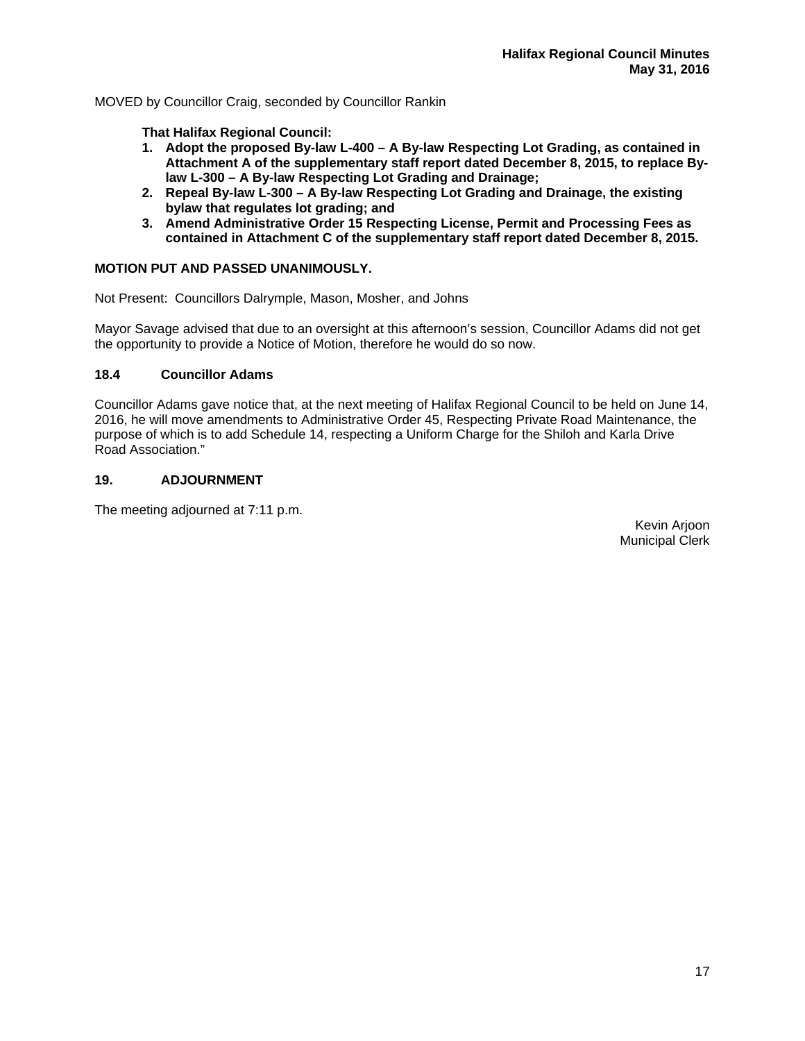MOVED by Councillor Craig, seconded by Councillor Rankin

**That Halifax Regional Council:**

1. **Adopt the proposed By-law L-400 – A By-law Respecting Lot Grading, as contained in Attachment A of the supplementary staff report dated December 8, 2015, to replace By-law L-300 – A By-law Respecting Lot Grading and Drainage;**
2. **Repeal By-law L-300 – A By-law Respecting Lot Grading and Drainage, the existing bylaw that regulates lot grading; and**
3. **Amend Administrative Order 15 Respecting License, Permit and Processing Fees as contained in Attachment C of the supplementary staff report dated December 8, 2015.**

**MOTION PUT AND PASSED UNANIMOUSLY.**

Not Present: Councillors Dalrymple, Mason, Mosher, and Johns

Mayor Savage advised that due to an oversight at this afternoon's session, Councillor Adams did not get the opportunity to provide a Notice of Motion, therefore he would do so now.

### 18.4 Councillor Adams

Councillor Adams gave notice that, at the next meeting of Halifax Regional Council to be held on June 14, 2016, he will move amendments to Administrative Order 45, Respecting Private Road Maintenance, the purpose of which is to add Schedule 14, respecting a Uniform Charge for the Shiloh and Karla Drive Road Association."

## 19. ADJOURNMENT

The meeting adjourned at 7:11 p.m.

Kevin Arjoon
Municipal Clerk